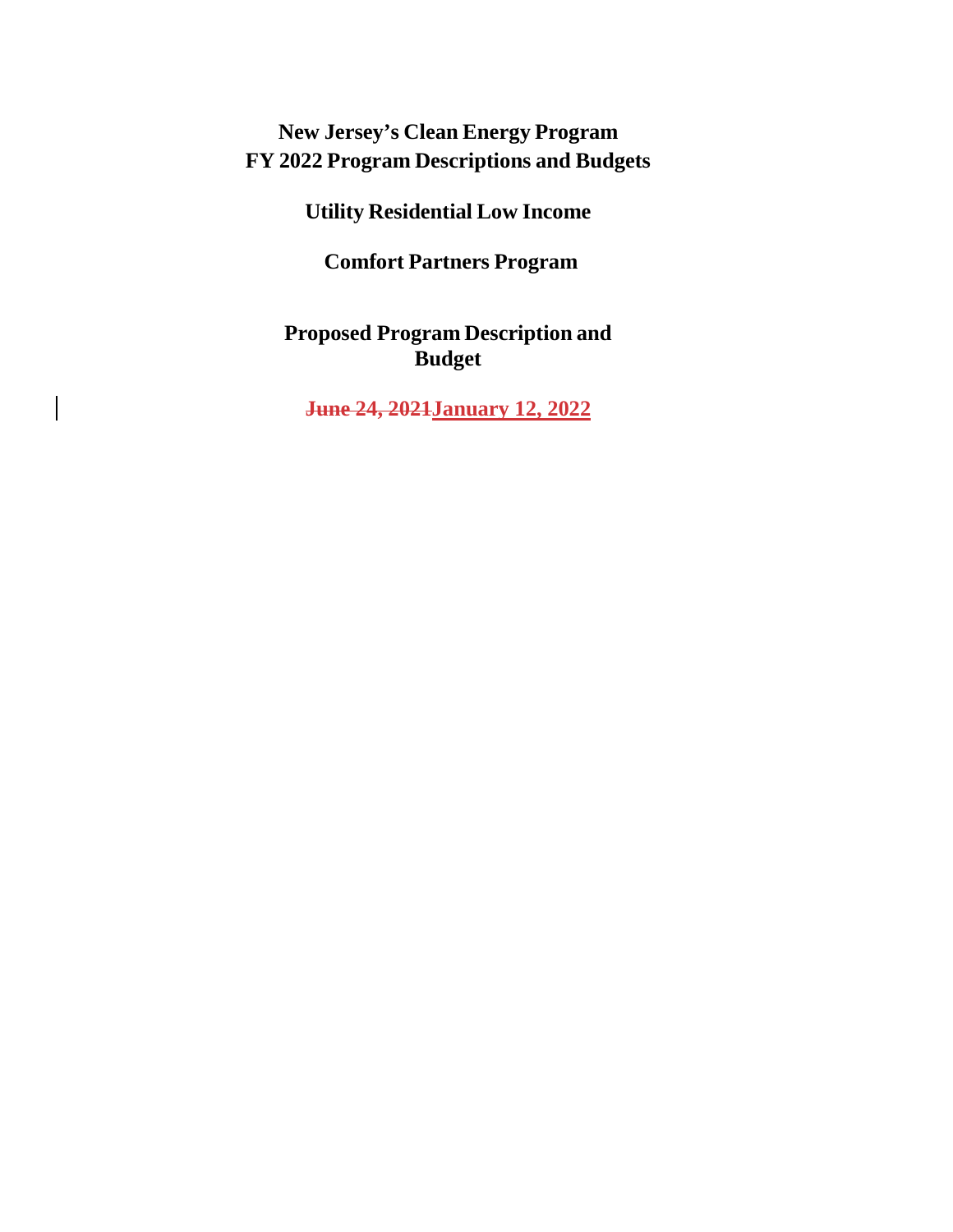**New Jersey's Clean Energy Program**
**FY 2022 Program Descriptions and Budgets**

**Utility Residential Low Income**

**Comfort Partners Program**

**Proposed Program Description and Budget**

~~**June 24, 2021**~~**January 12, 2022**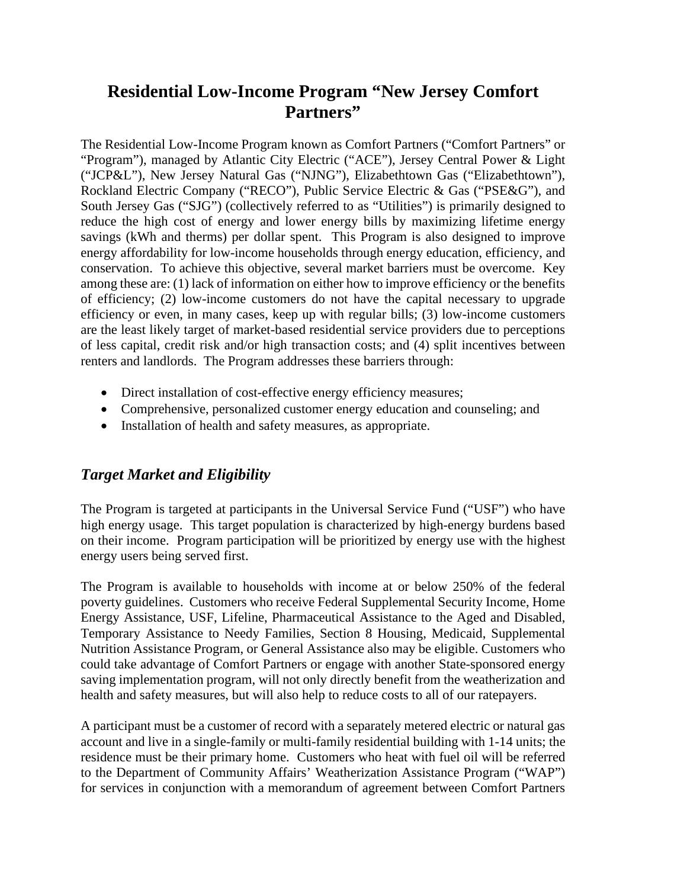# Residential Low-Income Program "New Jersey Comfort Partners"

The Residential Low-Income Program known as Comfort Partners ("Comfort Partners" or "Program"), managed by Atlantic City Electric ("ACE"), Jersey Central Power & Light ("JCP&L"), New Jersey Natural Gas ("NJNG"), Elizabethtown Gas ("Elizabethtown"), Rockland Electric Company ("RECO"), Public Service Electric & Gas ("PSE&G"), and South Jersey Gas ("SJG") (collectively referred to as "Utilities") is primarily designed to reduce the high cost of energy and lower energy bills by maximizing lifetime energy savings (kWh and therms) per dollar spent. This Program is also designed to improve energy affordability for low-income households through energy education, efficiency, and conservation. To achieve this objective, several market barriers must be overcome. Key among these are: (1) lack of information on either how to improve efficiency or the benefits of efficiency; (2) low-income customers do not have the capital necessary to upgrade efficiency or even, in many cases, keep up with regular bills; (3) low-income customers are the least likely target of market-based residential service providers due to perceptions of less capital, credit risk and/or high transaction costs; and (4) split incentives between renters and landlords. The Program addresses these barriers through:

- Direct installation of cost-effective energy efficiency measures;
- Comprehensive, personalized customer energy education and counseling; and
- Installation of health and safety measures, as appropriate.

## *Target Market and Eligibility*

The Program is targeted at participants in the Universal Service Fund ("USF") who have high energy usage. This target population is characterized by high-energy burdens based on their income. Program participation will be prioritized by energy use with the highest energy users being served first.

The Program is available to households with income at or below 250% of the federal poverty guidelines. Customers who receive Federal Supplemental Security Income, Home Energy Assistance, USF, Lifeline, Pharmaceutical Assistance to the Aged and Disabled, Temporary Assistance to Needy Families, Section 8 Housing, Medicaid, Supplemental Nutrition Assistance Program, or General Assistance also may be eligible. Customers who could take advantage of Comfort Partners or engage with another State-sponsored energy saving implementation program, will not only directly benefit from the weatherization and health and safety measures, but will also help to reduce costs to all of our ratepayers.

A participant must be a customer of record with a separately metered electric or natural gas account and live in a single-family or multi-family residential building with 1-14 units; the residence must be their primary home. Customers who heat with fuel oil will be referred to the Department of Community Affairs' Weatherization Assistance Program ("WAP") for services in conjunction with a memorandum of agreement between Comfort Partners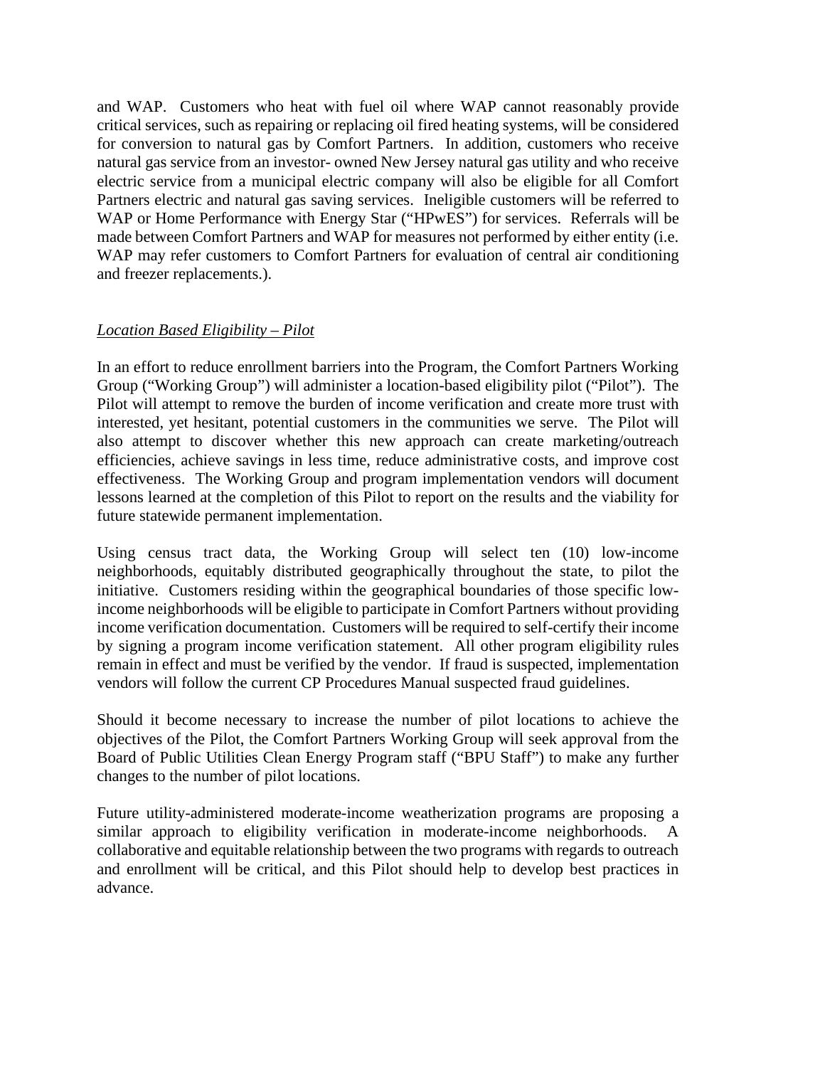and WAP. Customers who heat with fuel oil where WAP cannot reasonably provide critical services, such as repairing or replacing oil fired heating systems, will be considered for conversion to natural gas by Comfort Partners. In addition, customers who receive natural gas service from an investor- owned New Jersey natural gas utility and who receive electric service from a municipal electric company will also be eligible for all Comfort Partners electric and natural gas saving services. Ineligible customers will be referred to WAP or Home Performance with Energy Star ("HPwES") for services. Referrals will be made between Comfort Partners and WAP for measures not performed by either entity (i.e. WAP may refer customers to Comfort Partners for evaluation of central air conditioning and freezer replacements.).

*Location Based Eligibility – Pilot*

In an effort to reduce enrollment barriers into the Program, the Comfort Partners Working Group ("Working Group") will administer a location-based eligibility pilot ("Pilot"). The Pilot will attempt to remove the burden of income verification and create more trust with interested, yet hesitant, potential customers in the communities we serve. The Pilot will also attempt to discover whether this new approach can create marketing/outreach efficiencies, achieve savings in less time, reduce administrative costs, and improve cost effectiveness. The Working Group and program implementation vendors will document lessons learned at the completion of this Pilot to report on the results and the viability for future statewide permanent implementation.

Using census tract data, the Working Group will select ten (10) low-income neighborhoods, equitably distributed geographically throughout the state, to pilot the initiative. Customers residing within the geographical boundaries of those specific low-income neighborhoods will be eligible to participate in Comfort Partners without providing income verification documentation. Customers will be required to self-certify their income by signing a program income verification statement. All other program eligibility rules remain in effect and must be verified by the vendor. If fraud is suspected, implementation vendors will follow the current CP Procedures Manual suspected fraud guidelines.

Should it become necessary to increase the number of pilot locations to achieve the objectives of the Pilot, the Comfort Partners Working Group will seek approval from the Board of Public Utilities Clean Energy Program staff ("BPU Staff") to make any further changes to the number of pilot locations.

Future utility-administered moderate-income weatherization programs are proposing a similar approach to eligibility verification in moderate-income neighborhoods. A collaborative and equitable relationship between the two programs with regards to outreach and enrollment will be critical, and this Pilot should help to develop best practices in advance.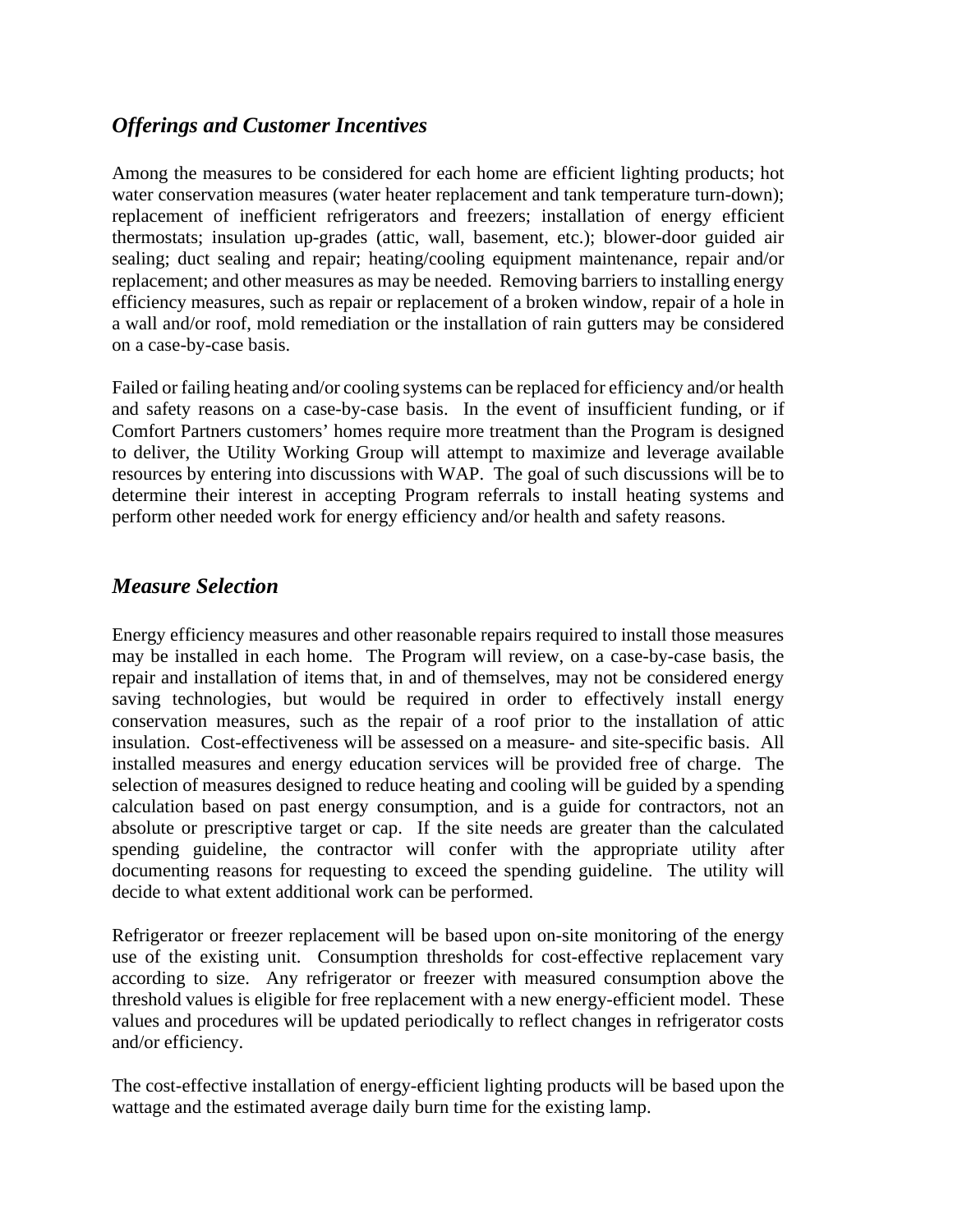## *Offerings and Customer Incentives*

Among the measures to be considered for each home are efficient lighting products; hot water conservation measures (water heater replacement and tank temperature turn-down); replacement of inefficient refrigerators and freezers; installation of energy efficient thermostats; insulation up-grades (attic, wall, basement, etc.); blower-door guided air sealing; duct sealing and repair; heating/cooling equipment maintenance, repair and/or replacement; and other measures as may be needed. Removing barriers to installing energy efficiency measures, such as repair or replacement of a broken window, repair of a hole in a wall and/or roof, mold remediation or the installation of rain gutters may be considered on a case-by-case basis.

Failed or failing heating and/or cooling systems can be replaced for efficiency and/or health and safety reasons on a case-by-case basis. In the event of insufficient funding, or if Comfort Partners customers' homes require more treatment than the Program is designed to deliver, the Utility Working Group will attempt to maximize and leverage available resources by entering into discussions with WAP. The goal of such discussions will be to determine their interest in accepting Program referrals to install heating systems and perform other needed work for energy efficiency and/or health and safety reasons.

## *Measure Selection*

Energy efficiency measures and other reasonable repairs required to install those measures may be installed in each home. The Program will review, on a case-by-case basis, the repair and installation of items that, in and of themselves, may not be considered energy saving technologies, but would be required in order to effectively install energy conservation measures, such as the repair of a roof prior to the installation of attic insulation. Cost-effectiveness will be assessed on a measure- and site-specific basis. All installed measures and energy education services will be provided free of charge. The selection of measures designed to reduce heating and cooling will be guided by a spending calculation based on past energy consumption, and is a guide for contractors, not an absolute or prescriptive target or cap. If the site needs are greater than the calculated spending guideline, the contractor will confer with the appropriate utility after documenting reasons for requesting to exceed the spending guideline. The utility will decide to what extent additional work can be performed.

Refrigerator or freezer replacement will be based upon on-site monitoring of the energy use of the existing unit. Consumption thresholds for cost-effective replacement vary according to size. Any refrigerator or freezer with measured consumption above the threshold values is eligible for free replacement with a new energy-efficient model. These values and procedures will be updated periodically to reflect changes in refrigerator costs and/or efficiency.

The cost-effective installation of energy-efficient lighting products will be based upon the wattage and the estimated average daily burn time for the existing lamp.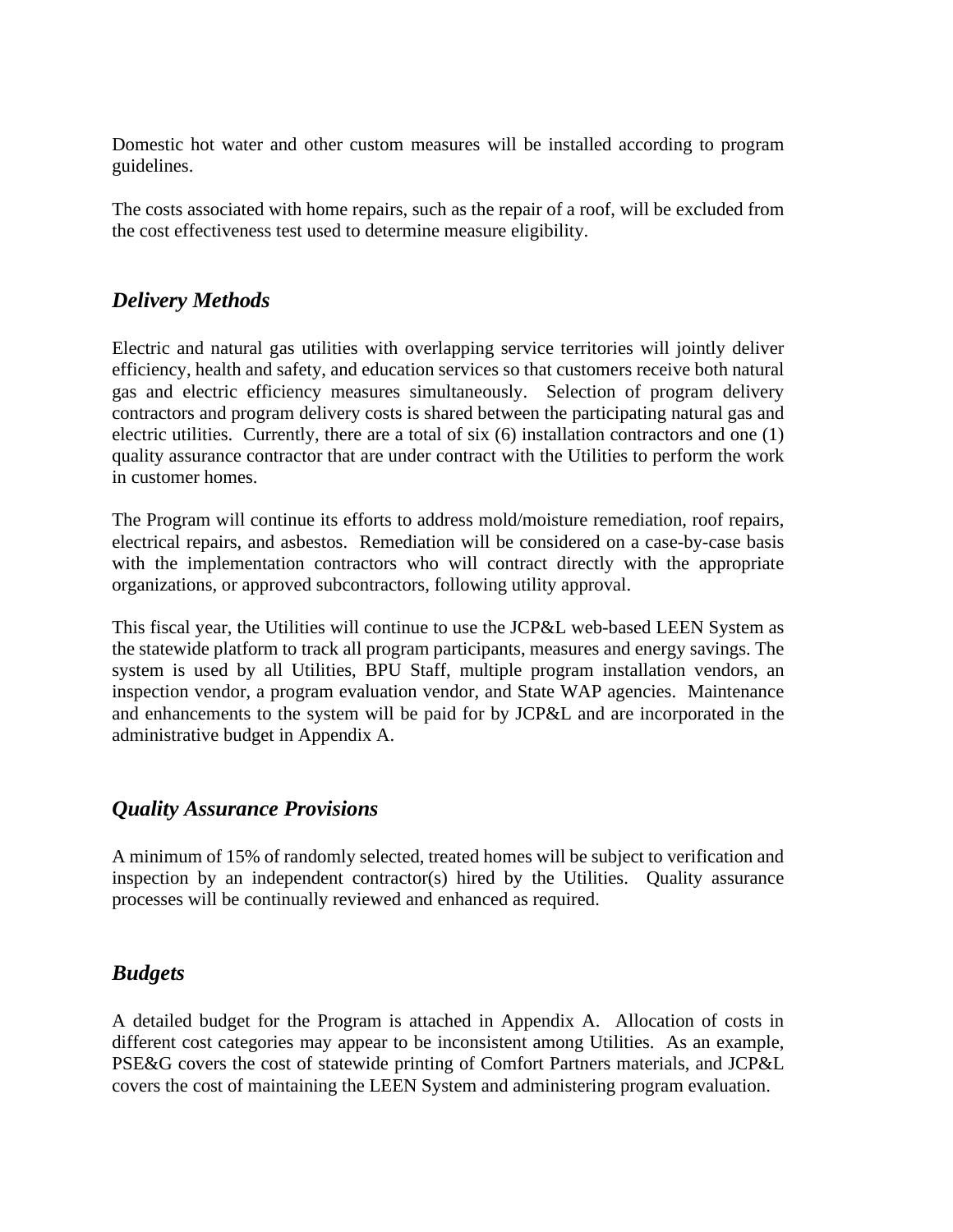Domestic hot water and other custom measures will be installed according to program guidelines.

The costs associated with home repairs, such as the repair of a roof, will be excluded from the cost effectiveness test used to determine measure eligibility.

### *Delivery Methods*

Electric and natural gas utilities with overlapping service territories will jointly deliver efficiency, health and safety, and education services so that customers receive both natural gas and electric efficiency measures simultaneously. Selection of program delivery contractors and program delivery costs is shared between the participating natural gas and electric utilities. Currently, there are a total of six (6) installation contractors and one (1) quality assurance contractor that are under contract with the Utilities to perform the work in customer homes.

The Program will continue its efforts to address mold/moisture remediation, roof repairs, electrical repairs, and asbestos. Remediation will be considered on a case-by-case basis with the implementation contractors who will contract directly with the appropriate organizations, or approved subcontractors, following utility approval.

This fiscal year, the Utilities will continue to use the JCP&L web-based LEEN System as the statewide platform to track all program participants, measures and energy savings. The system is used by all Utilities, BPU Staff, multiple program installation vendors, an inspection vendor, a program evaluation vendor, and State WAP agencies. Maintenance and enhancements to the system will be paid for by JCP&L and are incorporated in the administrative budget in Appendix A.

### *Quality Assurance Provisions*

A minimum of 15% of randomly selected, treated homes will be subject to verification and inspection by an independent contractor(s) hired by the Utilities. Quality assurance processes will be continually reviewed and enhanced as required.

### *Budgets*

A detailed budget for the Program is attached in Appendix A. Allocation of costs in different cost categories may appear to be inconsistent among Utilities. As an example, PSE&G covers the cost of statewide printing of Comfort Partners materials, and JCP&L covers the cost of maintaining the LEEN System and administering program evaluation.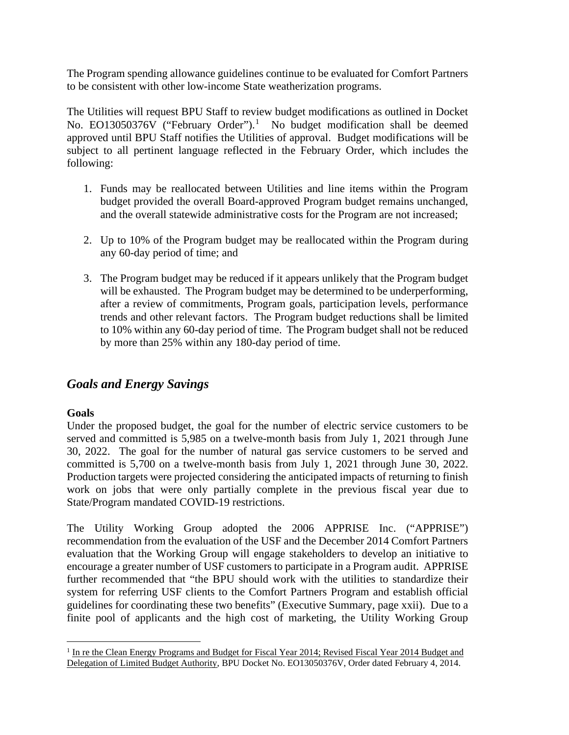The Program spending allowance guidelines continue to be evaluated for Comfort Partners to be consistent with other low-income State weatherization programs.

The Utilities will request BPU Staff to review budget modifications as outlined in Docket No. EO13050376V ("February Order").[1] No budget modification shall be deemed approved until BPU Staff notifies the Utilities of approval. Budget modifications will be subject to all pertinent language reflected in the February Order, which includes the following:

1. Funds may be reallocated between Utilities and line items within the Program budget provided the overall Board-approved Program budget remains unchanged, and the overall statewide administrative costs for the Program are not increased;

2. Up to 10% of the Program budget may be reallocated within the Program during any 60-day period of time; and

3. The Program budget may be reduced if it appears unlikely that the Program budget will be exhausted. The Program budget may be determined to be underperforming, after a review of commitments, Program goals, participation levels, performance trends and other relevant factors. The Program budget reductions shall be limited to 10% within any 60-day period of time. The Program budget shall not be reduced by more than 25% within any 180-day period of time.

## *Goals and Energy Savings*

**Goals**

Under the proposed budget, the goal for the number of electric service customers to be served and committed is 5,985 on a twelve-month basis from July 1, 2021 through June 30, 2022. The goal for the number of natural gas service customers to be served and committed is 5,700 on a twelve-month basis from July 1, 2021 through June 30, 2022. Production targets were projected considering the anticipated impacts of returning to finish work on jobs that were only partially complete in the previous fiscal year due to State/Program mandated COVID-19 restrictions.

The Utility Working Group adopted the 2006 APPRISE Inc. ("APPRISE") recommendation from the evaluation of the USF and the December 2014 Comfort Partners evaluation that the Working Group will engage stakeholders to develop an initiative to encourage a greater number of USF customers to participate in a Program audit. APPRISE further recommended that "the BPU should work with the utilities to standardize their system for referring USF clients to the Comfort Partners Program and establish official guidelines for coordinating these two benefits" (Executive Summary, page xxii). Due to a finite pool of applicants and the high cost of marketing, the Utility Working Group

---

[1] In re the Clean Energy Programs and Budget for Fiscal Year 2014; Revised Fiscal Year 2014 Budget and Delegation of Limited Budget Authority, BPU Docket No. EO13050376V, Order dated February 4, 2014.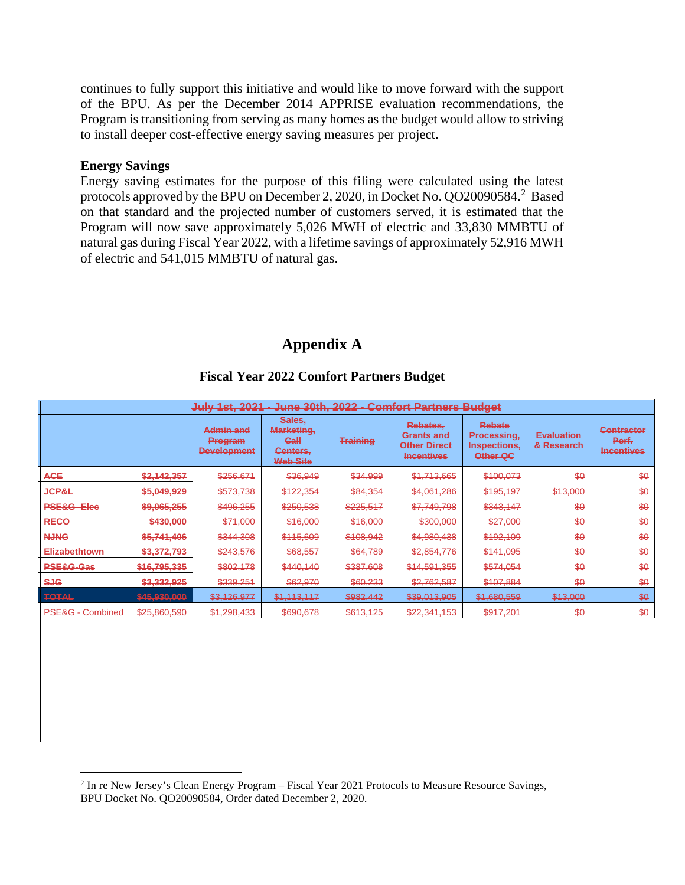continues to fully support this initiative and would like to move forward with the support of the BPU. As per the December 2014 APPRISE evaluation recommendations, the Program is transitioning from serving as many homes as the budget would allow to striving to install deeper cost-effective energy saving measures per project.

**Energy Savings**

Energy saving estimates for the purpose of this filing were calculated using the latest protocols approved by the BPU on December 2, 2020, in Docket No. QO20090584.[2] Based on that standard and the projected number of customers served, it is estimated that the Program will now save approximately 5,026 MWH of electric and 33,830 MMBTU of natural gas during Fiscal Year 2022, with a lifetime savings of approximately 52,916 MWH of electric and 541,015 MMBTU of natural gas.

# Appendix A

### Fiscal Year 2022 Comfort Partners Budget

| ~~July 1st, 2021 - June 30th, 2022 - Comfort Partners Budget~~ | | | | | | | | |
|---|---|---|---|---|---|---|---|---|
| | | ~~Admin and Program Development~~ | ~~Sales, Marketing, Call Centers, Web Site~~ | ~~Training~~ | ~~Rebates, Grants and Other Direct Incentives~~ | ~~Rebate Processing, Inspections, Other QC~~ | ~~Evaluation & Research~~ | ~~Contractor Perf. Incentives~~ |
| ~~ACE~~ | ~~$2,142,357~~ | ~~$256,671~~ | ~~$36,949~~ | ~~$34,999~~ | ~~$1,713,665~~ | ~~$100,073~~ | ~~$0~~ | ~~$0~~ |
| ~~JCP&L~~ | ~~$5,049,929~~ | ~~$573,738~~ | ~~$122,354~~ | ~~$84,354~~ | ~~$4,061,286~~ | ~~$195,197~~ | ~~$13,000~~ | ~~$0~~ |
| ~~PSE&G- Elec~~ | ~~$9,065,255~~ | ~~$496,255~~ | ~~$250,538~~ | ~~$225,517~~ | ~~$7,749,798~~ | ~~$343,147~~ | ~~$0~~ | ~~$0~~ |
| ~~RECO~~ | ~~$430,000~~ | ~~$71,000~~ | ~~$16,000~~ | ~~$16,000~~ | ~~$300,000~~ | ~~$27,000~~ | ~~$0~~ | ~~$0~~ |
| ~~NJNG~~ | ~~$5,741,406~~ | ~~$344,308~~ | ~~$115,609~~ | ~~$108,942~~ | ~~$4,980,438~~ | ~~$192,109~~ | ~~$0~~ | ~~$0~~ |
| ~~Elizabethtown~~ | ~~$3,372,793~~ | ~~$243,576~~ | ~~$68,557~~ | ~~$64,789~~ | ~~$2,854,776~~ | ~~$141,095~~ | ~~$0~~ | ~~$0~~ |
| ~~PSE&G-Gas~~ | ~~$16,795,335~~ | ~~$802,178~~ | ~~$440,140~~ | ~~$387,608~~ | ~~$14,591,355~~ | ~~$574,054~~ | ~~$0~~ | ~~$0~~ |
| ~~SJG~~ | ~~$3,332,925~~ | ~~$339,251~~ | ~~$62,970~~ | ~~$60,233~~ | ~~$2,762,587~~ | ~~$107,884~~ | ~~$0~~ | ~~$0~~ |
| ~~TOTAL~~ | ~~$45,930,000~~ | ~~$3,126,977~~ | ~~$1,113,117~~ | ~~$982,442~~ | ~~$39,013,905~~ | ~~$1,680,559~~ | ~~$13,000~~ | ~~$0~~ |
| ~~PSE&G - Combined~~ | ~~$25,860,590~~ | ~~$1,298,433~~ | ~~$690,678~~ | ~~$613,125~~ | ~~$22,341,153~~ | ~~$917,201~~ | ~~$0~~ | ~~$0~~ |

[2] In re New Jersey's Clean Energy Program – Fiscal Year 2021 Protocols to Measure Resource Savings, BPU Docket No. QO20090584, Order dated December 2, 2020.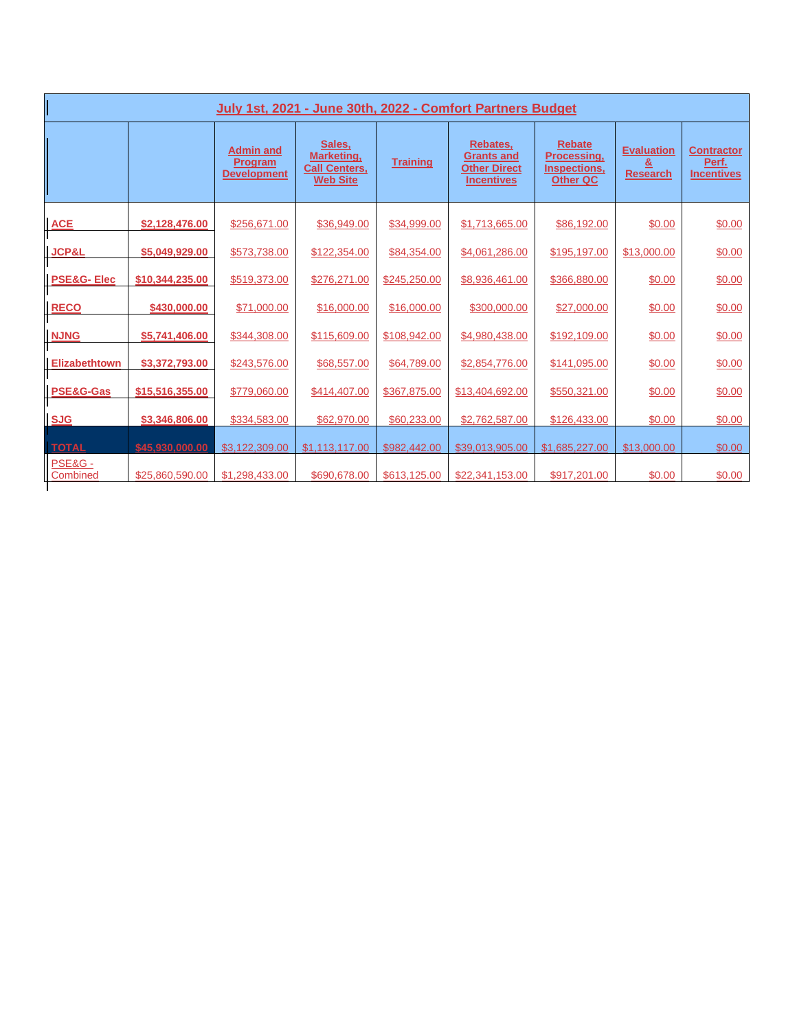| July 1st, 2021 - June 30th, 2022 - Comfort Partners Budget | | | | | | | | |
|---|---|---|---|---|---|---|---|---|
| | | **Admin and Program Development** | **Sales, Marketing, Call Centers, Web Site** | **Training** | **Rebates, Grants and Other Direct Incentives** | **Rebate Processing, Inspections, Other QC** | **Evaluation & Research** | **Contractor Perf. Incentives** |
| **ACE** | **$2,128,476.00** | $256,671.00 | $36,949.00 | $34,999.00 | $1,713,665.00 | $86,192.00 | $0.00 | $0.00 |
| **JCP&L** | **$5,049,929.00** | $573,738.00 | $122,354.00 | $84,354.00 | $4,061,286.00 | $195,197.00 | $13,000.00 | $0.00 |
| **PSE&G- Elec** | **$10,344,235.00** | $519,373.00 | $276,271.00 | $245,250.00 | $8,936,461.00 | $366,880.00 | $0.00 | $0.00 |
| **RECO** | **$430,000.00** | $71,000.00 | $16,000.00 | $16,000.00 | $300,000.00 | $27,000.00 | $0.00 | $0.00 |
| **NJNG** | **$5,741,406.00** | $344,308.00 | $115,609.00 | $108,942.00 | $4,980,438.00 | $192,109.00 | $0.00 | $0.00 |
| **Elizabethtown** | **$3,372,793.00** | $243,576.00 | $68,557.00 | $64,789.00 | $2,854,776.00 | $141,095.00 | $0.00 | $0.00 |
| **PSE&G-Gas** | **$15,516,355.00** | $779,060.00 | $414,407.00 | $367,875.00 | $13,404,692.00 | $550,321.00 | $0.00 | $0.00 |
| **SJG** | **$3,346,806.00** | $334,583.00 | $62,970.00 | $60,233.00 | $2,762,587.00 | $126,433.00 | $0.00 | $0.00 |
| **TOTAL** | **$45,930,000.00** | $3,122,309.00 | $1,113,117.00 | $982,442.00 | $39,013,905.00 | $1,685,227.00 | $13,000.00 | $0.00 |
| PSE&G - Combined | $25,860,590.00 | $1,298,433.00 | $690,678.00 | $613,125.00 | $22,341,153.00 | $917,201.00 | $0.00 | $0.00 |